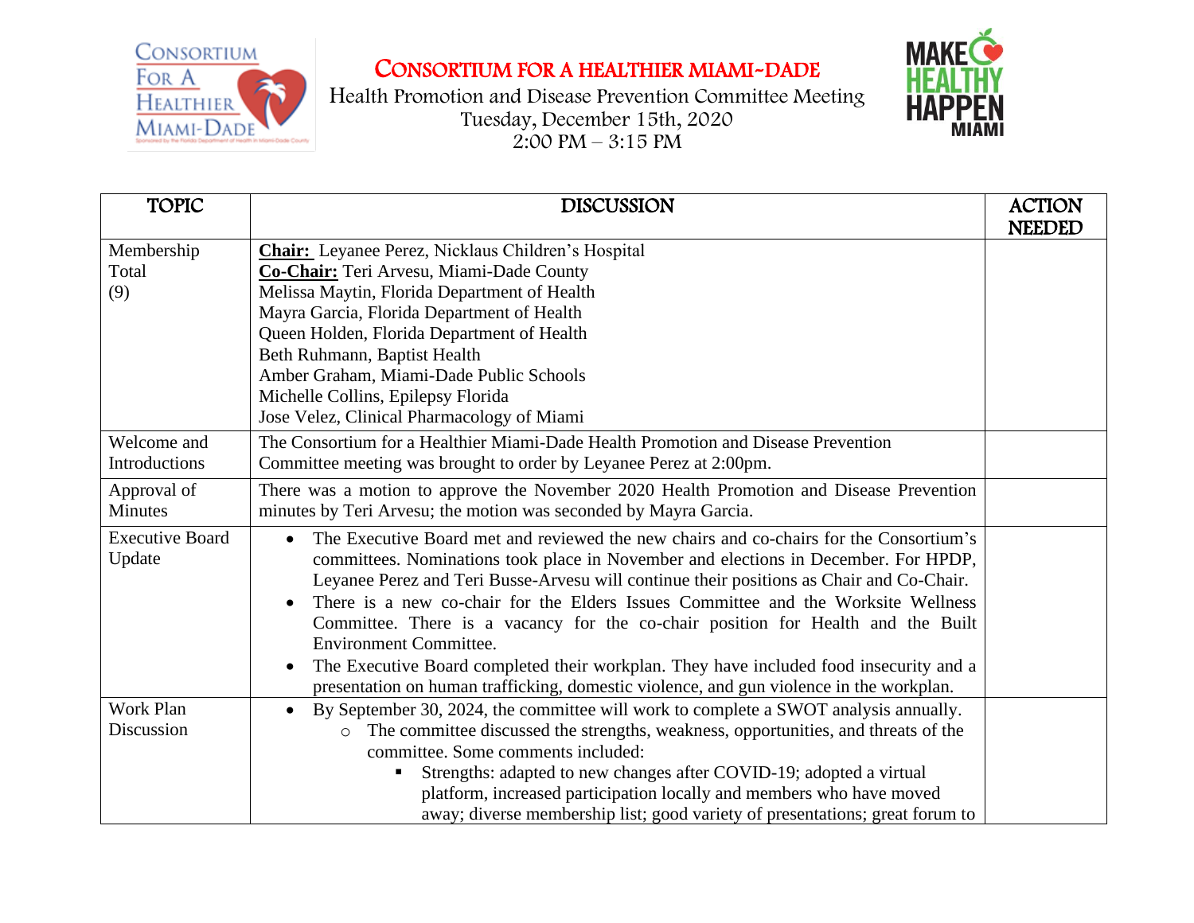# CONSORTIUM FOR A HEALTHIER MIAMI-DADE

Health Promotion and Disease Prevention Committee Meeting
Tuesday, December 15th, 2020
2:00 PM – 3:15 PM

| TOPIC | DISCUSSION | ACTION NEEDED |
|---|---|---|
| Membership Total (9) | **Chair:** Leyanee Perez, Nicklaus Children's Hospital<br>**Co-Chair:** Teri Arvesu, Miami-Dade County<br>Melissa Maytin, Florida Department of Health<br>Mayra Garcia, Florida Department of Health<br>Queen Holden, Florida Department of Health<br>Beth Ruhmann, Baptist Health<br>Amber Graham, Miami-Dade Public Schools<br>Michelle Collins, Epilepsy Florida<br>Jose Velez, Clinical Pharmacology of Miami | |
| Welcome and Introductions | The Consortium for a Healthier Miami-Dade Health Promotion and Disease Prevention Committee meeting was brought to order by Leyanee Perez at 2:00pm. | |
| Approval of Minutes | There was a motion to approve the November 2020 Health Promotion and Disease Prevention minutes by Teri Arvesu; the motion was seconded by Mayra Garcia. | |
| Executive Board Update | • The Executive Board met and reviewed the new chairs and co-chairs for the Consortium's committees. Nominations took place in November and elections in December. For HPDP, Leyanee Perez and Teri Busse-Arvesu will continue their positions as Chair and Co-Chair.<br>• There is a new co-chair for the Elders Issues Committee and the Worksite Wellness Committee. There is a vacancy for the co-chair position for Health and the Built Environment Committee.<br>• The Executive Board completed their workplan. They have included food insecurity and a presentation on human trafficking, domestic violence, and gun violence in the workplan. | |
| Work Plan Discussion | • By September 30, 2024, the committee will work to complete a SWOT analysis annually.<br>&nbsp;&nbsp;&nbsp;&nbsp;○ The committee discussed the strengths, weakness, opportunities, and threats of the committee. Some comments included:<br>&nbsp;&nbsp;&nbsp;&nbsp;&nbsp;&nbsp;&nbsp;&nbsp;▪ Strengths: adapted to new changes after COVID-19; adopted a virtual platform, increased participation locally and members who have moved away; diverse membership list; good variety of presentations; great forum to | |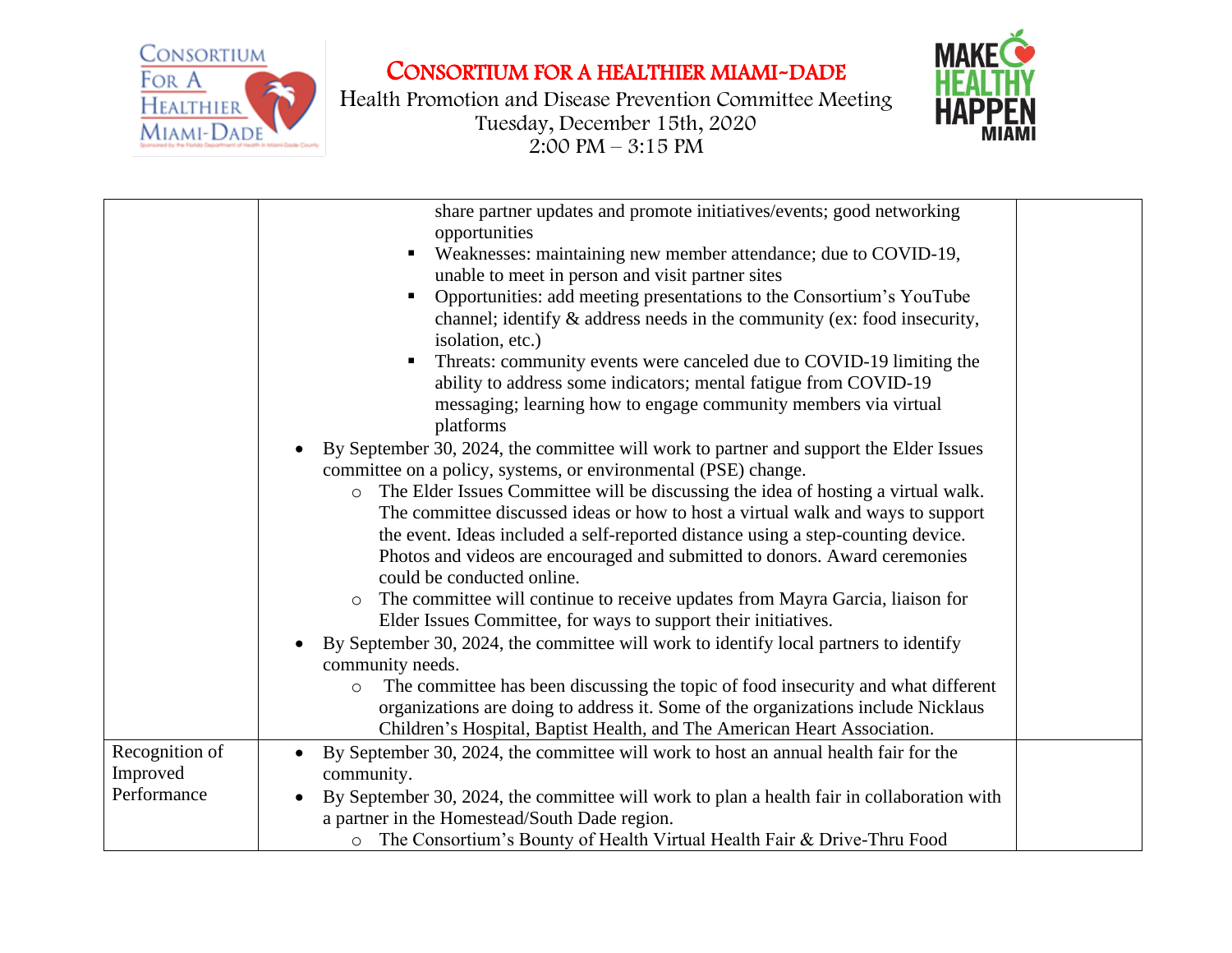| | | |
|---|---|---|
| | share partner updates and promote initiatives/events; good networking opportunities<br>▪ Weaknesses: maintaining new member attendance; due to COVID-19, unable to meet in person and visit partner sites<br>▪ Opportunities: add meeting presentations to the Consortium's YouTube channel; identify & address needs in the community (ex: food insecurity, isolation, etc.)<br>▪ Threats: community events were canceled due to COVID-19 limiting the ability to address some indicators; mental fatigue from COVID-19 messaging; learning how to engage community members via virtual platforms<br>• By September 30, 2024, the committee will work to partner and support the Elder Issues committee on a policy, systems, or environmental (PSE) change.<br>○ The Elder Issues Committee will be discussing the idea of hosting a virtual walk. The committee discussed ideas or how to host a virtual walk and ways to support the event. Ideas included a self-reported distance using a step-counting device. Photos and videos are encouraged and submitted to donors. Award ceremonies could be conducted online.<br>○ The committee will continue to receive updates from Mayra Garcia, liaison for Elder Issues Committee, for ways to support their initiatives.<br>• By September 30, 2024, the committee will work to identify local partners to identify community needs.<br>○ The committee has been discussing the topic of food insecurity and what different organizations are doing to address it. Some of the organizations include Nicklaus Children's Hospital, Baptist Health, and The American Heart Association. | |
| Recognition of Improved Performance | • By September 30, 2024, the committee will work to host an annual health fair for the community.<br>• By September 30, 2024, the committee will work to plan a health fair in collaboration with a partner in the Homestead/South Dade region.<br>○ The Consortium's Bounty of Health Virtual Health Fair & Drive-Thru Food | |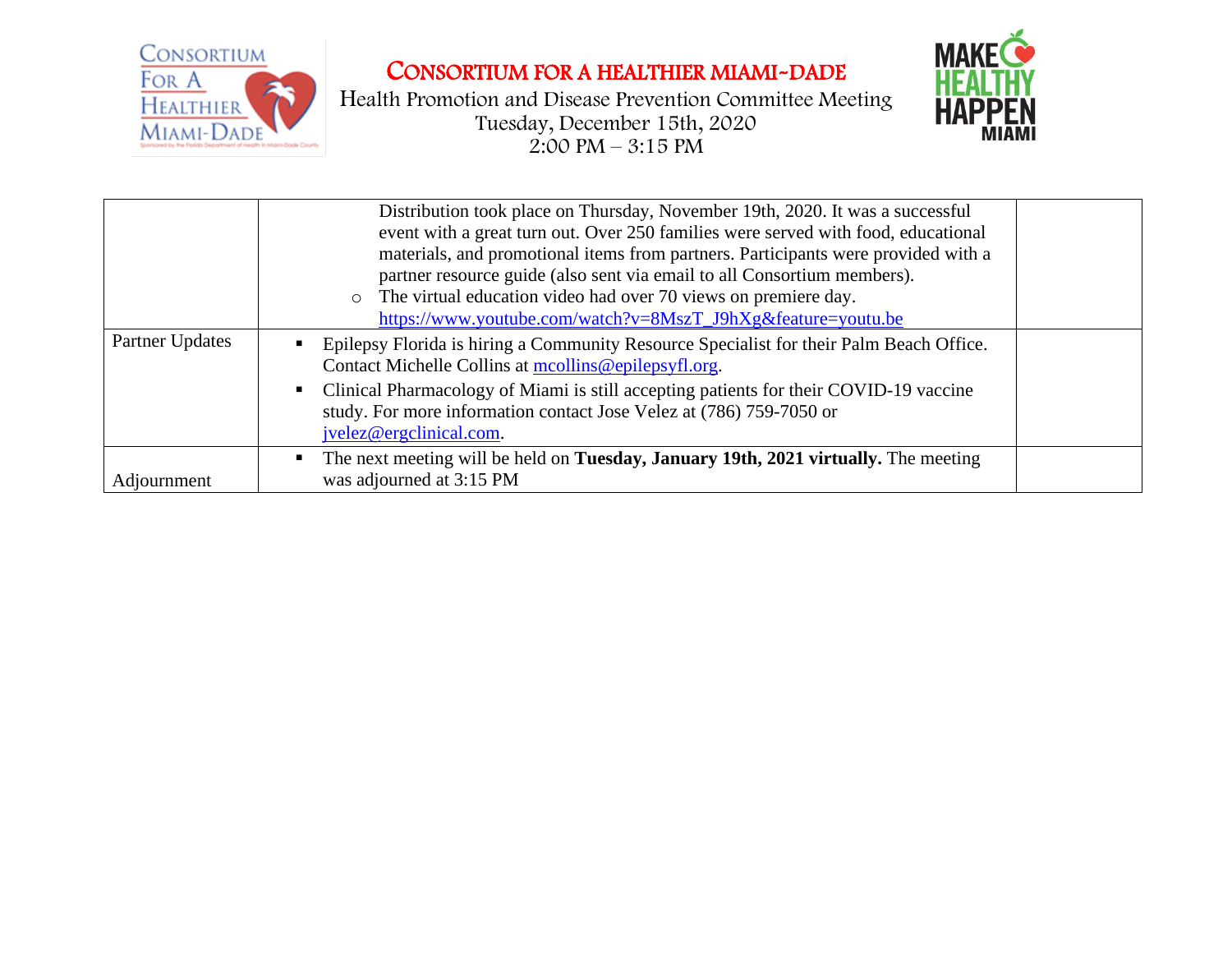# CONSORTIUM FOR A HEALTHIER MIAMI-DADE

Health Promotion and Disease Prevention Committee Meeting
Tuesday, December 15th, 2020
2:00 PM – 3:15 PM

| | | |
|---|---|---|
| | Distribution took place on Thursday, November 19th, 2020. It was a successful event with a great turn out. Over 250 families were served with food, educational materials, and promotional items from partners. Participants were provided with a partner resource guide (also sent via email to all Consortium members).<br>○ The virtual education video had over 70 views on premiere day. https://www.youtube.com/watch?v=8MszT_J9hXg&feature=youtu.be | |
| Partner Updates | ▪ Epilepsy Florida is hiring a Community Resource Specialist for their Palm Beach Office. Contact Michelle Collins at mcollins@epilepsyfl.org.<br>▪ Clinical Pharmacology of Miami is still accepting patients for their COVID-19 vaccine study. For more information contact Jose Velez at (786) 759-7050 or jvelez@ergclinical.com. | |
| Adjournment | ▪ The next meeting will be held on **Tuesday, January 19th, 2021 virtually.** The meeting was adjourned at 3:15 PM | |